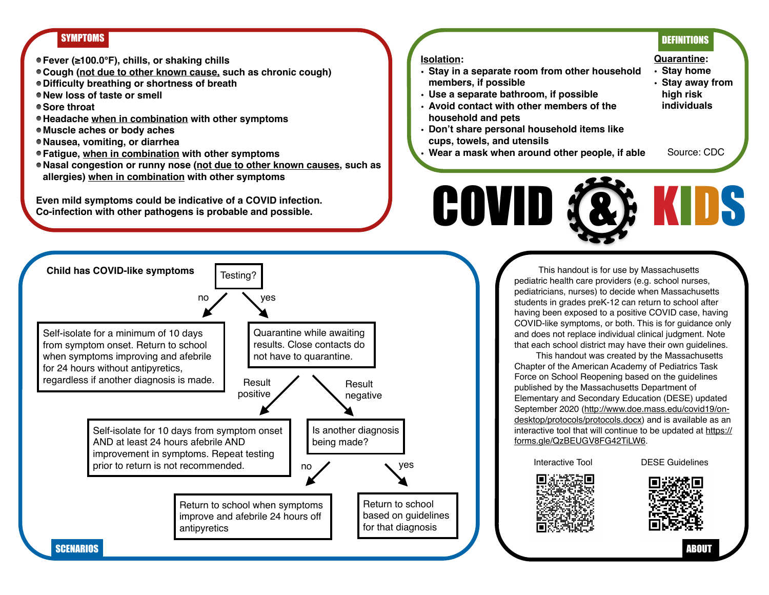# COVID & KIDS

## SYMPTOMS

- Fever (≥100.0°F), chills, or shaking chills
- Cough (not due to other known cause, such as chronic cough)
- Difficulty breathing or shortness of breath
- New loss of taste or smell
- Sore throat
- Headache when in combination with other symptoms
- Muscle aches or body aches
- Nausea, vomiting, or diarrhea
- Fatigue, when in combination with other symptoms
- Nasal congestion or runny nose (not due to other known causes, such as allergies) when in combination with other symptoms

**Even mild symptoms could be indicative of a COVID infection. Co-infection with other pathogens is probable and possible.**

## DEFINITIONS

**Isolation:**

- Stay in a separate room from other household members, if possible
- Use a separate bathroom, if possible
- Avoid contact with other members of the household and pets
- Don't share personal household items like cups, towels, and utensils
- Wear a mask when around other people, if able

**Quarantine:**

- Stay home
- Stay away from high risk individuals

Source: CDC

## SCENARIOS

**Child has COVID-like symptoms** → Testing?

- **No:** Self-isolate for a minimum of 10 days from symptom onset. Return to school when symptoms improving and afebrile for 24 hours without antipyretics, regardless if another diagnosis is made.
- **Yes:** Quarantine while awaiting results. Close contacts do not have to quarantine.
  - **Result positive:** Self-isolate for 10 days from symptom onset AND at least 24 hours afebrile AND improvement in symptoms. Repeat testing prior to return is not recommended.
  - **Result negative:** Is another diagnosis being made?
    - **No:** Return to school when symptoms improve and afebrile 24 hours off antipyretics
    - **Yes:** Return to school based on guidelines for that diagnosis

## ABOUT

This handout is for use by Massachusetts pediatric health care providers (e.g. school nurses, pediatricians, nurses) to decide when Massachusetts students in grades preK-12 can return to school after having been exposed to a positive COVID case, having COVID-like symptoms, or both. This is for guidance only and does not replace individual clinical judgment. Note that each school district may have their own guidelines.

This handout was created by the Massachusetts Chapter of the American Academy of Pediatrics Task Force on School Reopening based on the guidelines published by the Massachusetts Department of Elementary and Secondary Education (DESE) updated September 2020 (http://www.doe.mass.edu/covid19/on-desktop/protocols/protocols.docx) and is available as an interactive tool that will continue to be updated at https://forms.gle/QzBEUGV8FG42TiLW6.

Interactive Tool

DESE Guidelines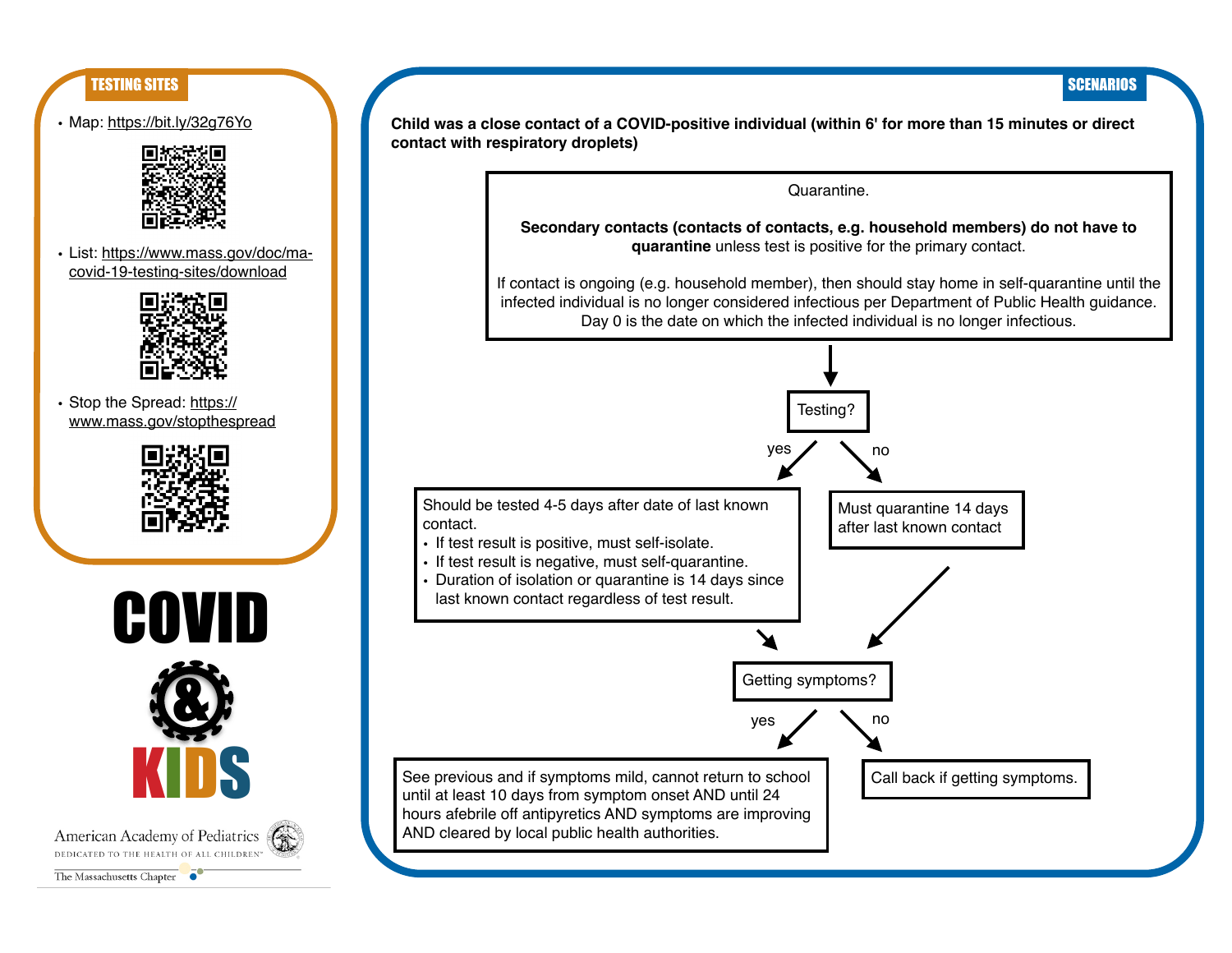## TESTING SITES

- Map: https://bit.ly/32g76Yo
- List: https://www.mass.gov/doc/ma-covid-19-testing-sites/download
- Stop the Spread: https://www.mass.gov/stopthespread

# COVID & KIDS

American Academy of Pediatrics
DEDICATED TO THE HEALTH OF ALL CHILDREN™
The Massachusetts Chapter

## SCENARIOS

**Child was a close contact of a COVID-positive individual (within 6' for more than 15 minutes or direct contact with respiratory droplets)**

Quarantine.

**Secondary contacts (contacts of contacts, e.g. household members) do not have to quarantine** unless test is positive for the primary contact.

If contact is ongoing (e.g. household member), then should stay home in self-quarantine until the infected individual is no longer considered infectious per Department of Public Health guidance. Day 0 is the date on which the infected individual is no longer infectious.

**Testing?**

- **yes:** Should be tested 4-5 days after date of last known contact.
  - If test result is positive, must self-isolate.
  - If test result is negative, must self-quarantine.
  - Duration of isolation or quarantine is 14 days since last known contact regardless of test result.
- **no:** Must quarantine 14 days after last known contact

**Getting symptoms?**

- **yes:** See previous and if symptoms mild, cannot return to school until at least 10 days from symptom onset AND until 24 hours afebrile off antipyretics AND symptoms are improving AND cleared by local public health authorities.
- **no:** Call back if getting symptoms.